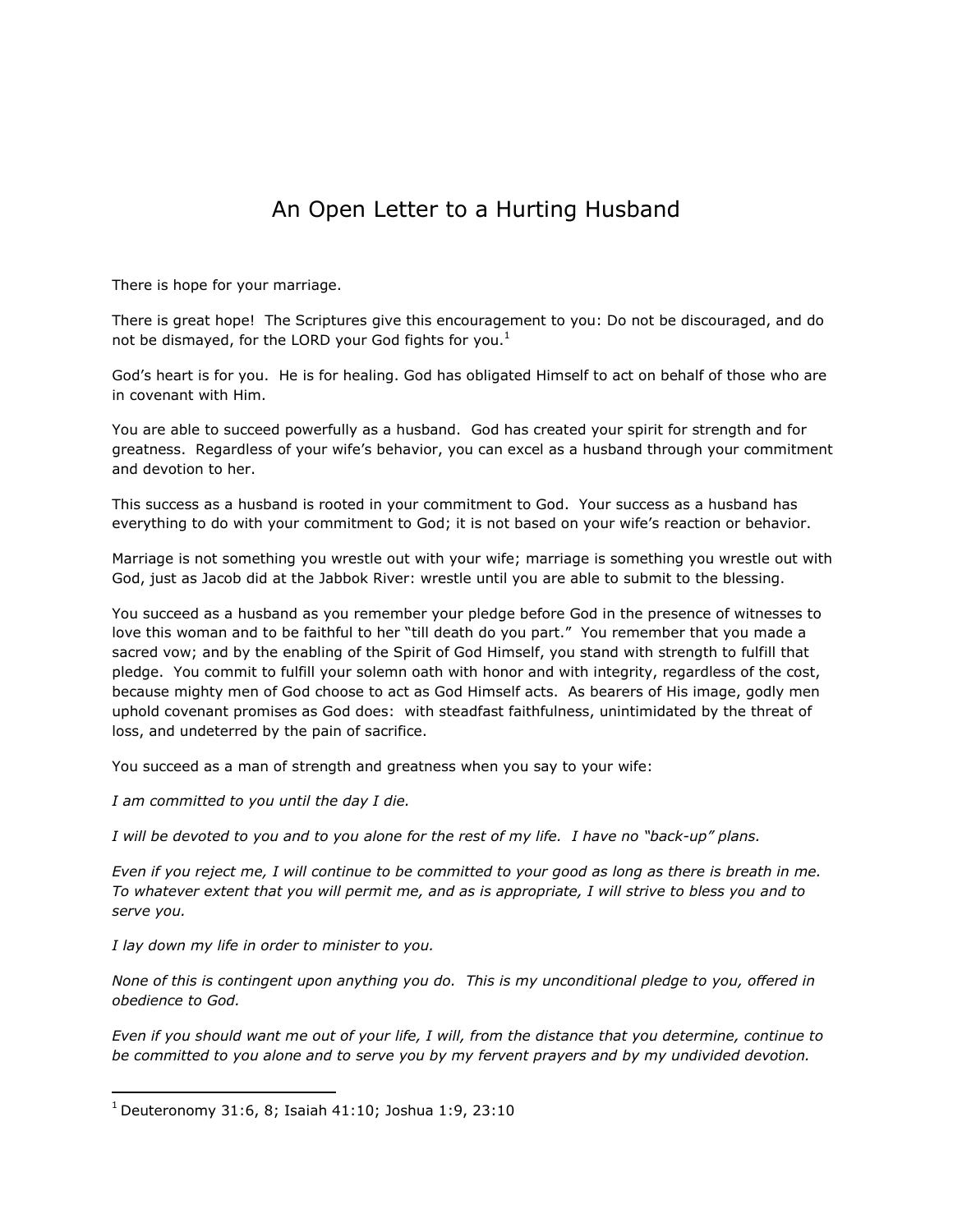# An Open Letter to a Hurting Husband

There is hope for your marriage.

There is great hope! The Scriptures give this encouragement to you: Do not be discouraged, and do not be dismayed, for the LORD your God fights for you.[1]

God's heart is for you. He is for healing. God has obligated Himself to act on behalf of those who are in covenant with Him.

You are able to succeed powerfully as a husband. God has created your spirit for strength and for greatness. Regardless of your wife's behavior, you can excel as a husband through your commitment and devotion to her.

This success as a husband is rooted in your commitment to God. Your success as a husband has everything to do with your commitment to God; it is not based on your wife's reaction or behavior.

Marriage is not something you wrestle out with your wife; marriage is something you wrestle out with God, just as Jacob did at the Jabbok River: wrestle until you are able to submit to the blessing.

You succeed as a husband as you remember your pledge before God in the presence of witnesses to love this woman and to be faithful to her "till death do you part." You remember that you made a sacred vow; and by the enabling of the Spirit of God Himself, you stand with strength to fulfill that pledge. You commit to fulfill your solemn oath with honor and with integrity, regardless of the cost, because mighty men of God choose to act as God Himself acts. As bearers of His image, godly men uphold covenant promises as God does: with steadfast faithfulness, unintimidated by the threat of loss, and undeterred by the pain of sacrifice.

You succeed as a man of strength and greatness when you say to your wife:

*I am committed to you until the day I die.*

*I will be devoted to you and to you alone for the rest of my life. I have no "back-up" plans.*

*Even if you reject me, I will continue to be committed to your good as long as there is breath in me. To whatever extent that you will permit me, and as is appropriate, I will strive to bless you and to serve you.*

*I lay down my life in order to minister to you.*

*None of this is contingent upon anything you do. This is my unconditional pledge to you, offered in obedience to God.*

*Even if you should want me out of your life, I will, from the distance that you determine, continue to be committed to you alone and to serve you by my fervent prayers and by my undivided devotion.*

---

[1] Deuteronomy 31:6, 8; Isaiah 41:10; Joshua 1:9, 23:10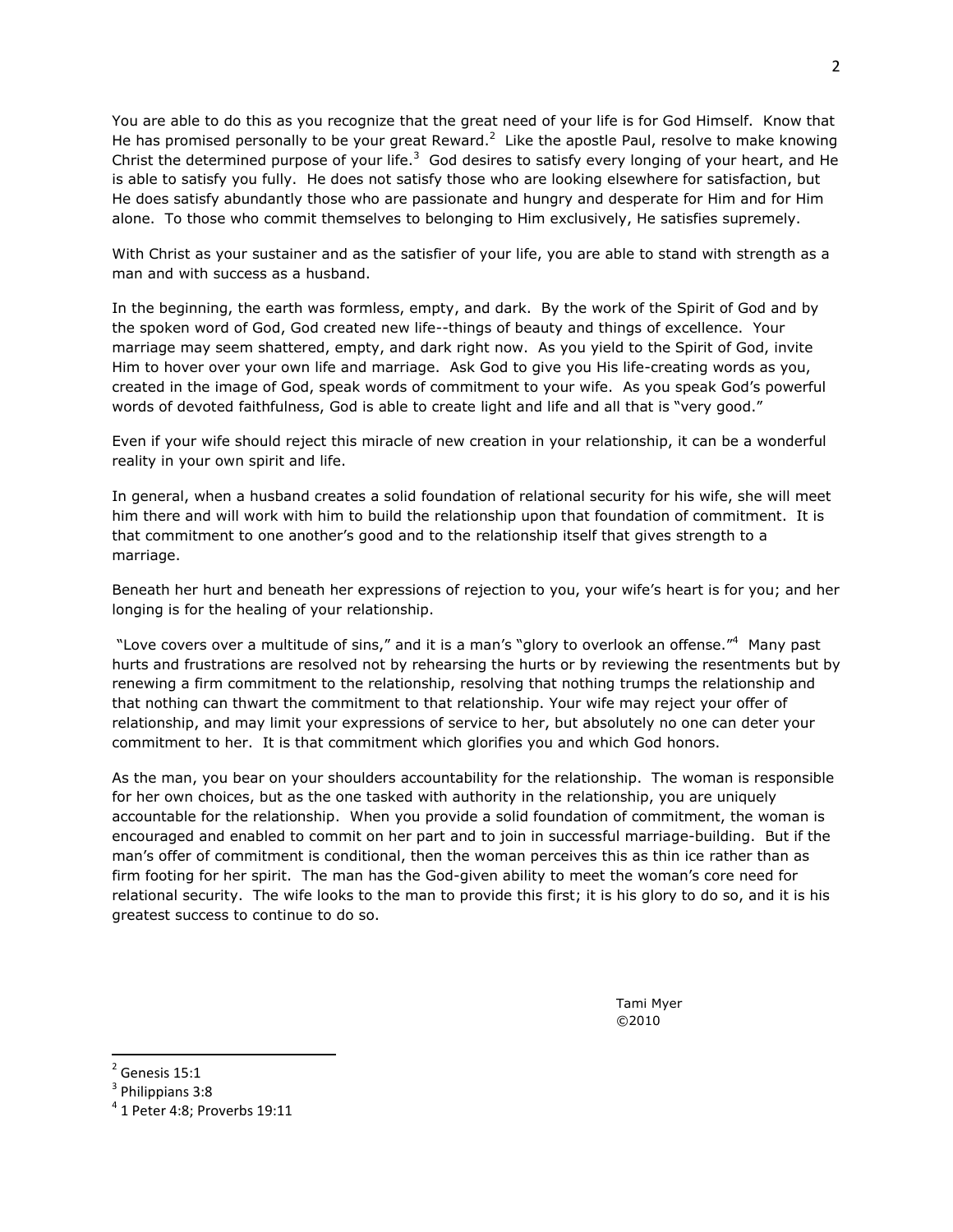You are able to do this as you recognize that the great need of your life is for God Himself. Know that He has promised personally to be your great Reward.[2] Like the apostle Paul, resolve to make knowing Christ the determined purpose of your life.[3] God desires to satisfy every longing of your heart, and He is able to satisfy you fully. He does not satisfy those who are looking elsewhere for satisfaction, but He does satisfy abundantly those who are passionate and hungry and desperate for Him and for Him alone. To those who commit themselves to belonging to Him exclusively, He satisfies supremely.

With Christ as your sustainer and as the satisfier of your life, you are able to stand with strength as a man and with success as a husband.

In the beginning, the earth was formless, empty, and dark. By the work of the Spirit of God and by the spoken word of God, God created new life--things of beauty and things of excellence. Your marriage may seem shattered, empty, and dark right now. As you yield to the Spirit of God, invite Him to hover over your own life and marriage. Ask God to give you His life-creating words as you, created in the image of God, speak words of commitment to your wife. As you speak God's powerful words of devoted faithfulness, God is able to create light and life and all that is "very good."

Even if your wife should reject this miracle of new creation in your relationship, it can be a wonderful reality in your own spirit and life.

In general, when a husband creates a solid foundation of relational security for his wife, she will meet him there and will work with him to build the relationship upon that foundation of commitment. It is that commitment to one another's good and to the relationship itself that gives strength to a marriage.

Beneath her hurt and beneath her expressions of rejection to you, your wife's heart is for you; and her longing is for the healing of your relationship.

"Love covers over a multitude of sins," and it is a man's "glory to overlook an offense."[4] Many past hurts and frustrations are resolved not by rehearsing the hurts or by reviewing the resentments but by renewing a firm commitment to the relationship, resolving that nothing trumps the relationship and that nothing can thwart the commitment to that relationship. Your wife may reject your offer of relationship, and may limit your expressions of service to her, but absolutely no one can deter your commitment to her. It is that commitment which glorifies you and which God honors.

As the man, you bear on your shoulders accountability for the relationship. The woman is responsible for her own choices, but as the one tasked with authority in the relationship, you are uniquely accountable for the relationship. When you provide a solid foundation of commitment, the woman is encouraged and enabled to commit on her part and to join in successful marriage-building. But if the man's offer of commitment is conditional, then the woman perceives this as thin ice rather than as firm footing for her spirit. The man has the God-given ability to meet the woman's core need for relational security. The wife looks to the man to provide this first; it is his glory to do so, and it is his greatest success to continue to do so.

Tami Myer
©2010

---

[2] Genesis 15:1

[3] Philippians 3:8

[4] 1 Peter 4:8; Proverbs 19:11